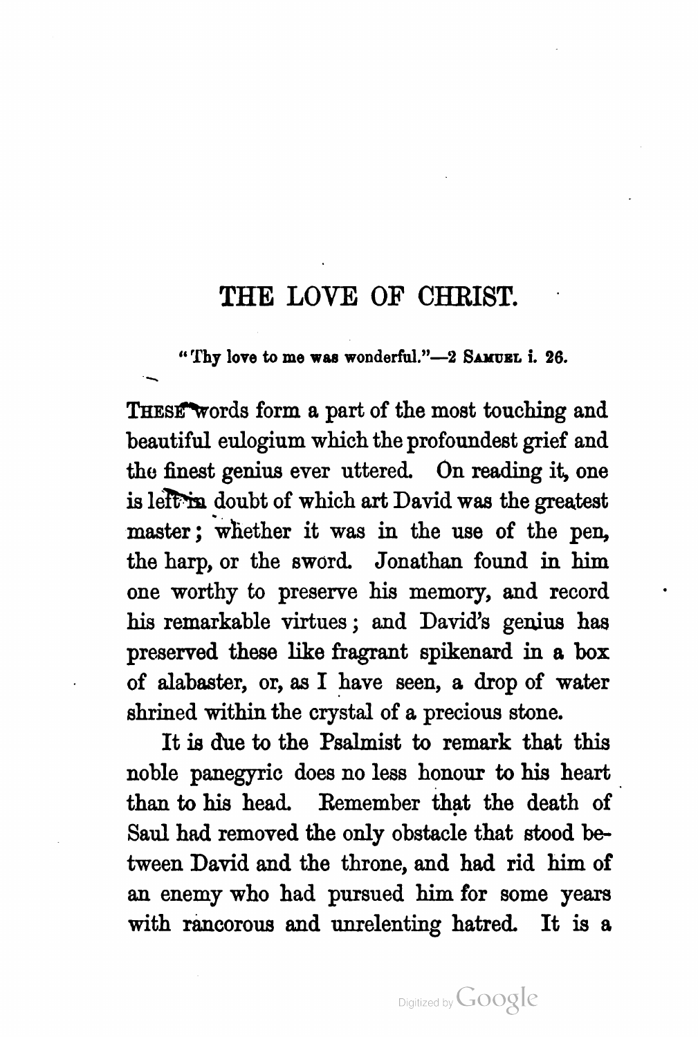# THE LOVE OF CHRIST.

"Thy love to me was wonderful."—2 SAMUEL i. 26.

THESE words form a part of the most touching and beautiful eulogium which the profoundest grief and the finest genius ever uttered. On reading it, one is left in doubt of which art David was the greatest master; whether it was in the use of the pen, the harp, or the sword. Jonathan found in him one worthy to preserve his memory, and record his remarkable virtues; and David's genius has preserved these like fragrant spikenard in a box of alabaster, or, as I have seen, a drop of water shrined within the crystal of a precious stone.

It is due to the Psalmist to remark that this noble panegyric does no less honour to his heart than to his head. Remember that the death of Saul had removed the only obstacle that stood between David and the throne, and had rid him of an enemy who had pursued him for some years with rancorous and unrelenting hatred. It is a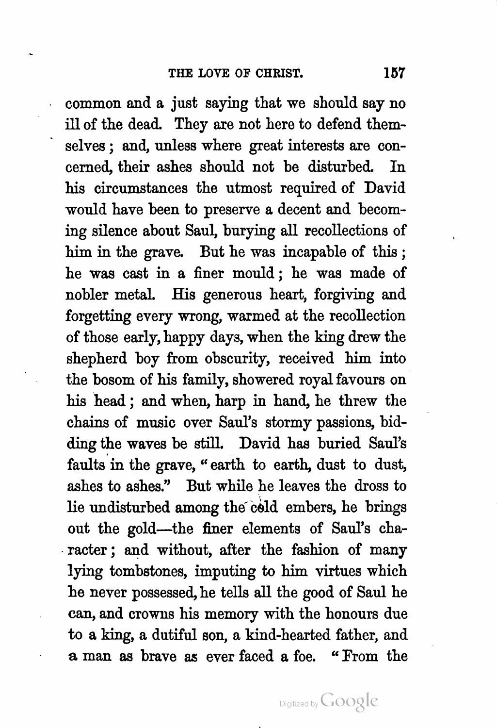common and a just saying that we should say no ill of the dead. They are not here to defend themselves; and, unless where great interests are concerned, their ashes should not be disturbed. In his circumstances the utmost required of David would have been to preserve a decent and becoming silence about Saul, burying all recollections of him in the grave. But he was incapable of this; he was cast in a finer mould; he was made of nobler metal. His generous heart, forgiving and forgetting every wrong, warmed at the recollection of those early, happy days, when the king drew the shepherd boy from obscurity, received him into the bosom of his family, showered royal favours on his head; and when, harp in hand, he threw the chains of music over Saul's stormy passions, bidding the waves be still. David has buried Saul's faults in the grave, "earth to earth, dust to dust, ashes to ashes." But while he leaves the dross to lie undisturbed among the cold embers, he brings out the gold—the finer elements of Saul's character; and without, after the fashion of many lying tombstones, imputing to him virtues which he never possessed, he tells all the good of Saul he can, and crowns his memory with the honours due to a king, a dutiful son, a kind-hearted father, and a man as brave as ever faced a foe. "From the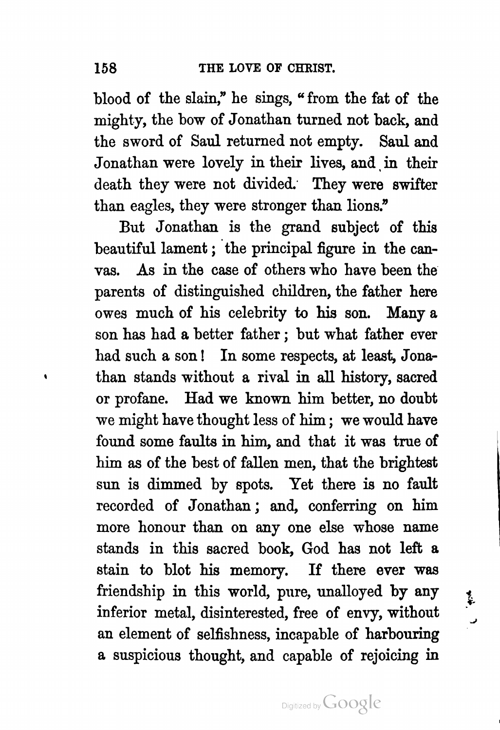blood of the slain," he sings, "from the fat of the mighty, the bow of Jonathan turned not back, and the sword of Saul returned not empty. Saul and Jonathan were lovely in their lives, and in their death they were not divided. They were swifter than eagles, they were stronger than lions."

But Jonathan is the grand subject of this beautiful lament; the principal figure in the canvas. As in the case of others who have been the parents of distinguished children, the father here owes much of his celebrity to his son. Many a son has had a better father; but what father ever had such a son! In some respects, at least, Jonathan stands without a rival in all history, sacred or profane. Had we known him better, no doubt we might have thought less of him; we would have found some faults in him, and that it was true of him as of the best of fallen men, that the brightest sun is dimmed by spots. Yet there is no fault recorded of Jonathan; and, conferring on him more honour than on any one else whose name stands in this sacred book, God has not left a stain to blot his memory. If there ever was friendship in this world, pure, unalloyed by any inferior metal, disinterested, free of envy, without an element of selfishness, incapable of harbouring a suspicious thought, and capable of rejoicing in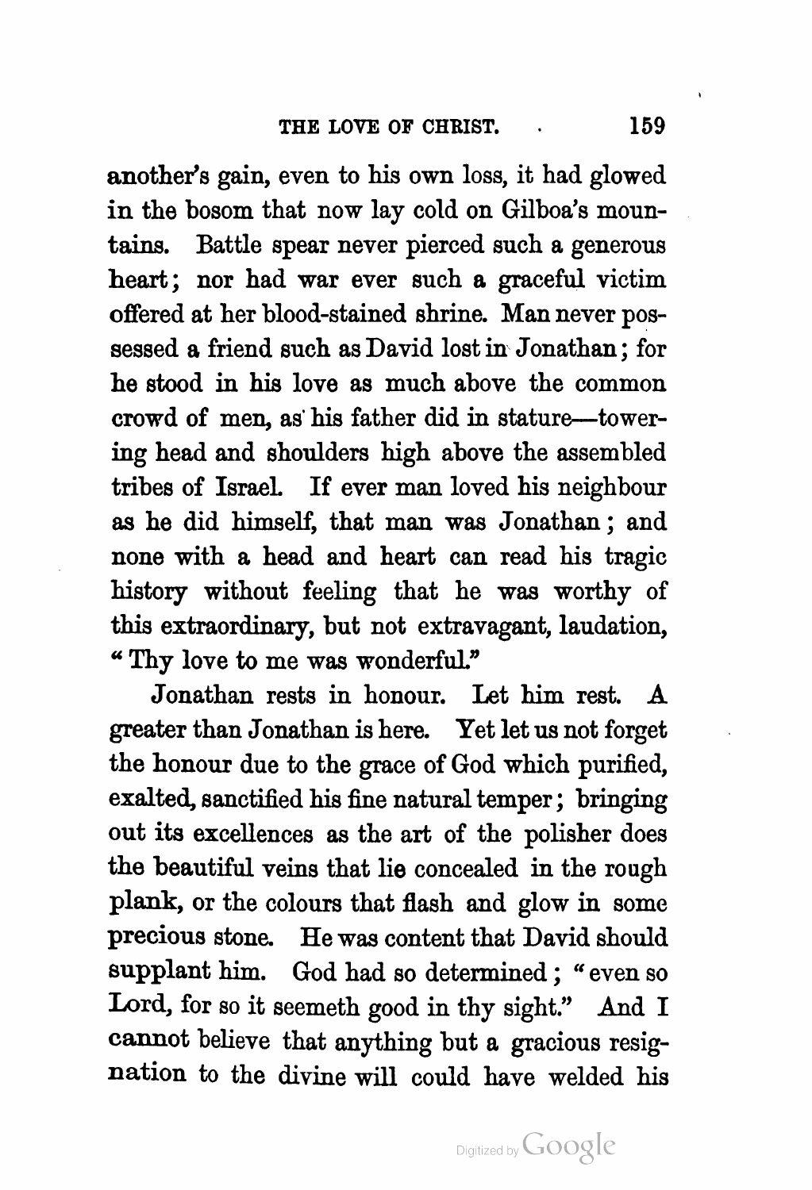another's gain, even to his own loss, it had glowed in the bosom that now lay cold on Gilboa's mountains. Battle spear never pierced such a generous heart; nor had war ever such a graceful victim offered at her blood-stained shrine. Man never possessed a friend such as David lost in Jonathan; for he stood in his love as much above the common crowd of men, as his father did in stature—towering head and shoulders high above the assembled tribes of Israel. If ever man loved his neighbour as he did himself, that man was Jonathan; and none with a head and heart can read his tragic history without feeling that he was worthy of this extraordinary, but not extravagant, laudation, "Thy love to me was wonderful."

Jonathan rests in honour. Let him rest. A greater than Jonathan is here. Yet let us not forget the honour due to the grace of God which purified, exalted, sanctified his fine natural temper; bringing out its excellences as the art of the polisher does the beautiful veins that lie concealed in the rough plank, or the colours that flash and glow in some precious stone. He was content that David should supplant him. God had so determined; "even so Lord, for so it seemeth good in thy sight." And I cannot believe that anything but a gracious resignation to the divine will could have welded his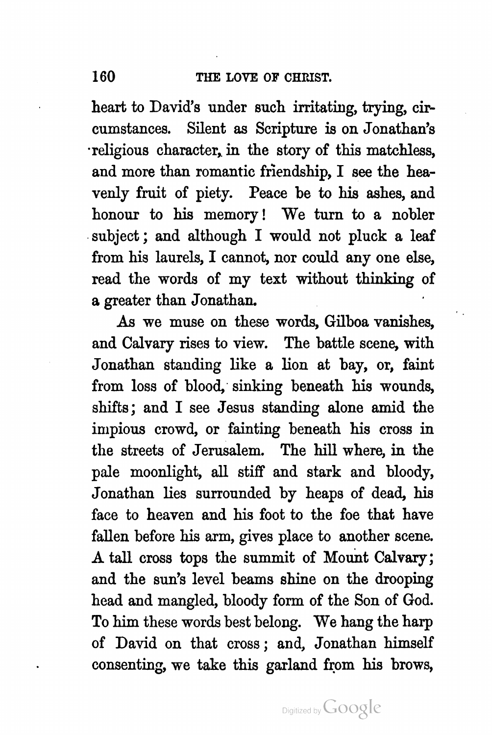heart to David's under such irritating, trying, circumstances. Silent as Scripture is on Jonathan's religious character, in the story of this matchless, and more than romantic friendship, I see the heavenly fruit of piety. Peace be to his ashes, and honour to his memory! We turn to a nobler subject; and although I would not pluck a leaf from his laurels, I cannot, nor could any one else, read the words of my text without thinking of a greater than Jonathan.

As we muse on these words, Gilboa vanishes, and Calvary rises to view. The battle scene, with Jonathan standing like a lion at bay, or, faint from loss of blood, sinking beneath his wounds, shifts; and I see Jesus standing alone amid the impious crowd, or fainting beneath his cross in the streets of Jerusalem. The hill where, in the pale moonlight, all stiff and stark and bloody, Jonathan lies surrounded by heaps of dead, his face to heaven and his foot to the foe that have fallen before his arm, gives place to another scene. A tall cross tops the summit of Mount Calvary; and the sun's level beams shine on the drooping head and mangled, bloody form of the Son of God. To him these words best belong. We hang the harp of David on that cross; and, Jonathan himself consenting, we take this garland from his brows,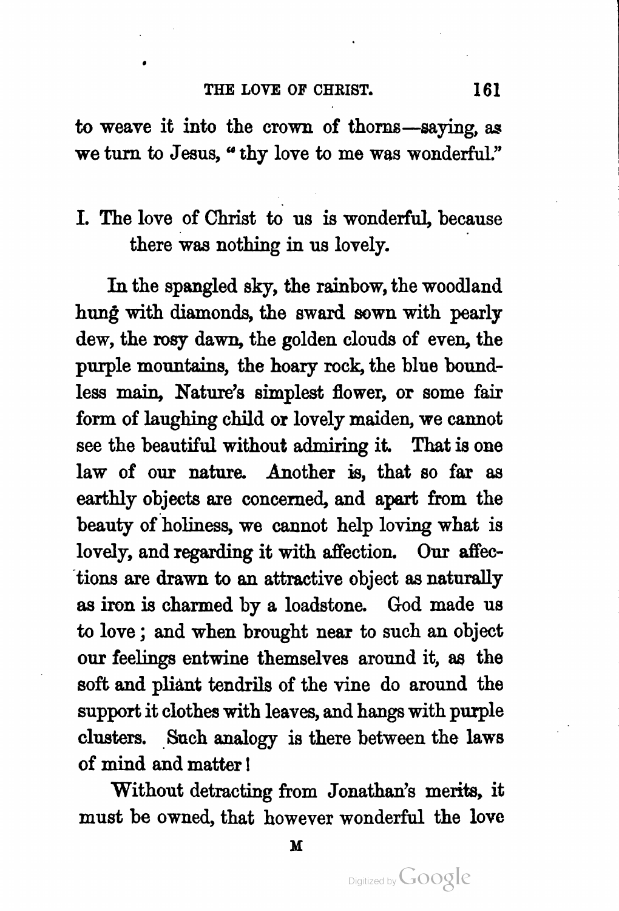to weave it into the crown of thorns—saying, as we turn to Jesus, "thy love to me was wonderful."

## I. The love of Christ to us is wonderful, because there was nothing in us lovely.

In the spangled sky, the rainbow, the woodland hung with diamonds, the sward sown with pearly dew, the rosy dawn, the golden clouds of even, the purple mountains, the hoary rock, the blue boundless main, Nature's simplest flower, or some fair form of laughing child or lovely maiden, we cannot see the beautiful without admiring it. That is one law of our nature. Another is, that so far as earthly objects are concerned, and apart from the beauty of holiness, we cannot help loving what is lovely, and regarding it with affection. Our affections are drawn to an attractive object as naturally as iron is charmed by a loadstone. God made us to love; and when brought near to such an object our feelings entwine themselves around it, as the soft and pliant tendrils of the vine do around the support it clothes with leaves, and hangs with purple clusters. Such analogy is there between the laws of mind and matter!

Without detracting from Jonathan's merits, it must be owned, that however wonderful the love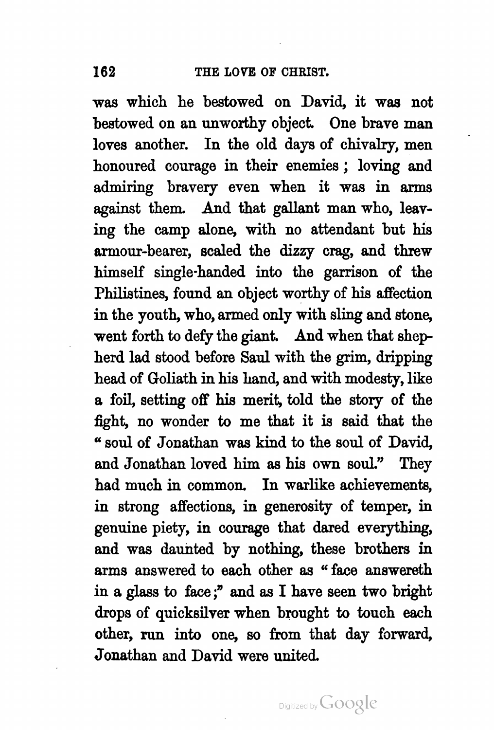was which he bestowed on David, it was not bestowed on an unworthy object. One brave man loves another. In the old days of chivalry, men honoured courage in their enemies; loving and admiring bravery even when it was in arms against them. And that gallant man who, leaving the camp alone, with no attendant but his armour-bearer, scaled the dizzy crag, and threw himself single-handed into the garrison of the Philistines, found an object worthy of his affection in the youth, who, armed only with sling and stone, went forth to defy the giant. And when that shepherd lad stood before Saul with the grim, dripping head of Goliath in his hand, and with modesty, like a foil, setting off his merit, told the story of the fight, no wonder to me that it is said that the "soul of Jonathan was kind to the soul of David, and Jonathan loved him as his own soul." They had much in common. In warlike achievements, in strong affections, in generosity of temper, in genuine piety, in courage that dared everything, and was daunted by nothing, these brothers in arms answered to each other as "face answereth in a glass to face;" and as I have seen two bright drops of quicksilver when brought to touch each other, run into one, so from that day forward, Jonathan and David were united.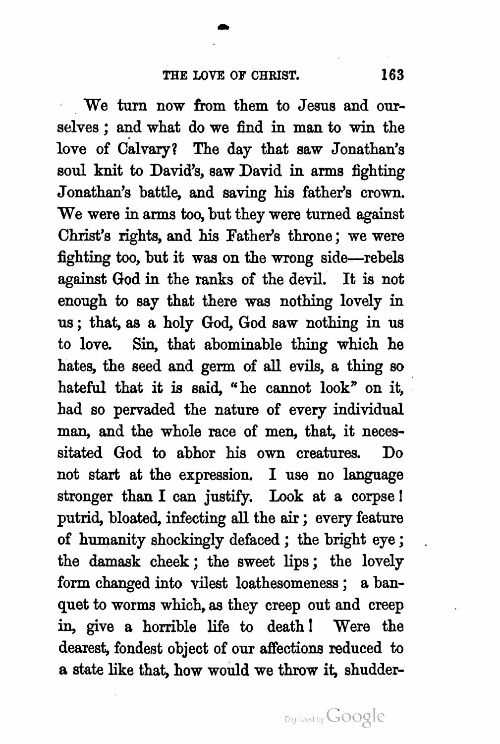We turn now from them to Jesus and ourselves; and what do we find in man to win the love of Calvary? The day that saw Jonathan's soul knit to David's, saw David in arms fighting Jonathan's battle, and saving his father's crown. We were in arms too, but they were turned against Christ's rights, and his Father's throne; we were fighting too, but it was on the wrong side—rebels against God in the ranks of the devil. It is not enough to say that there was nothing lovely in us; that, as a holy God, God saw nothing in us to love. Sin, that abominable thing which he hates, the seed and germ of all evils, a thing so hateful that it is said, "he cannot look" on it, had so pervaded the nature of every individual man, and the whole race of men, that, it necessitated God to abhor his own creatures. Do not start at the expression. I use no language stronger than I can justify. Look at a corpse! putrid, bloated, infecting all the air; every feature of humanity shockingly defaced; the bright eye; the damask cheek; the sweet lips; the lovely form changed into vilest loathesomeness; a banquet to worms which, as they creep out and creep in, give a horrible life to death! Were the dearest, fondest object of our affections reduced to a state like that, how would we throw it, shudder-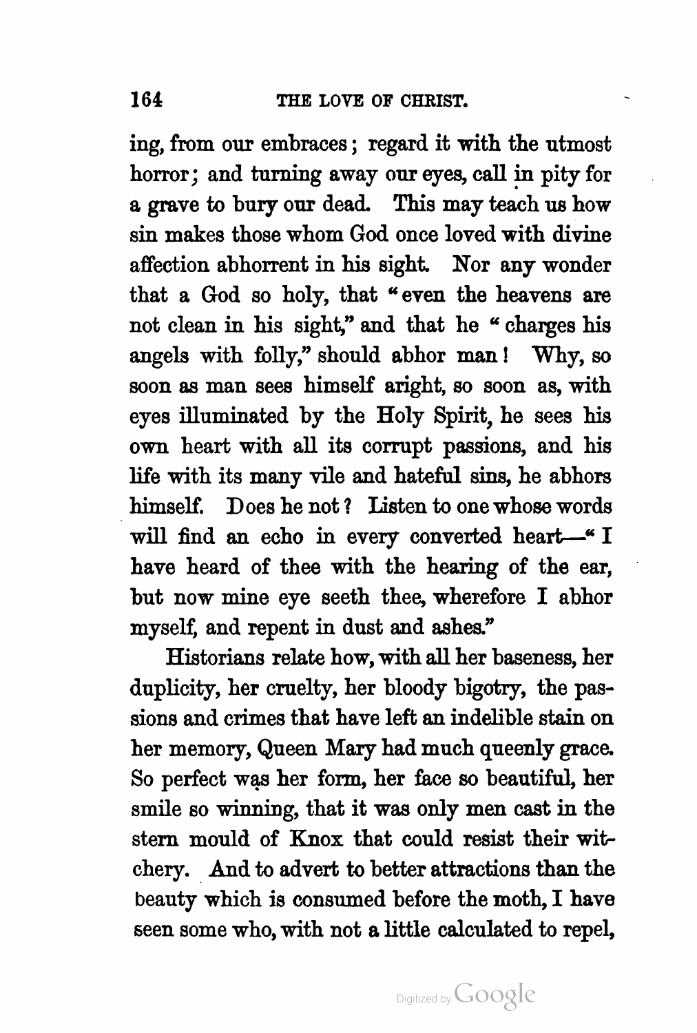ing, from our embraces; regard it with the utmost horror; and turning away our eyes, call in pity for a grave to bury our dead. This may teach us how sin makes those whom God once loved with divine affection abhorrent in his sight. Nor any wonder that a God so holy, that "even the heavens are not clean in his sight," and that he "charges his angels with folly," should abhor man! Why, so soon as man sees himself aright, so soon as, with eyes illuminated by the Holy Spirit, he sees his own heart with all its corrupt passions, and his life with its many vile and hateful sins, he abhors himself. Does he not? Listen to one whose words will find an echo in every converted heart—"I have heard of thee with the hearing of the ear, but now mine eye seeth thee, wherefore I abhor myself, and repent in dust and ashes."

Historians relate how, with all her baseness, her duplicity, her cruelty, her bloody bigotry, the passions and crimes that have left an indelible stain on her memory, Queen Mary had much queenly grace. So perfect was her form, her face so beautiful, her smile so winning, that it was only men cast in the stern mould of Knox that could resist their witchery. And to advert to better attractions than the beauty which is consumed before the moth, I have seen some who, with not a little calculated to repel,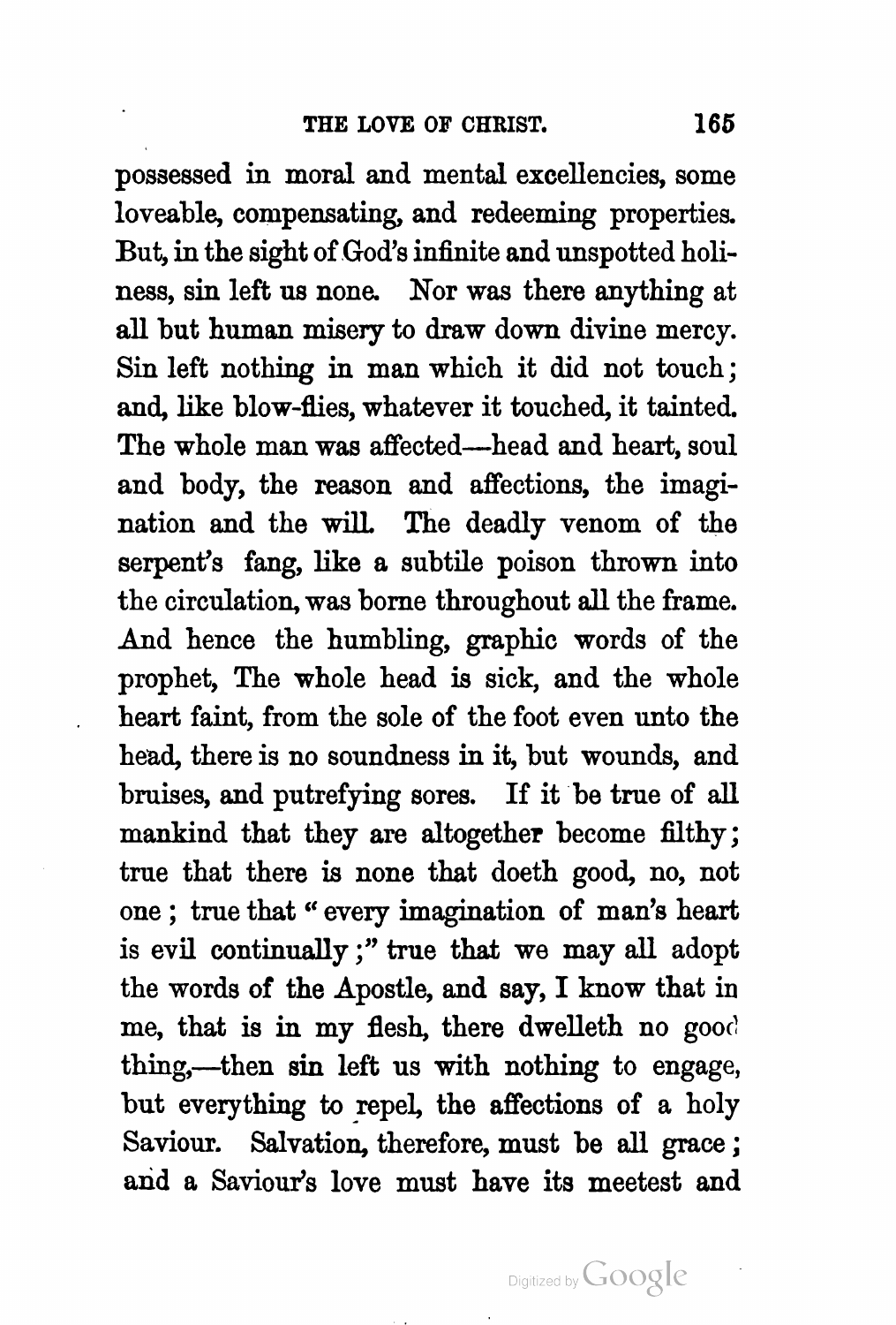possessed in moral and mental excellencies, some loveable, compensating, and redeeming properties. But, in the sight of God's infinite and unspotted holiness, sin left us none. Nor was there anything at all but human misery to draw down divine mercy. Sin left nothing in man which it did not touch; and, like blow-flies, whatever it touched, it tainted. The whole man was affected—head and heart, soul and body, the reason and affections, the imagination and the will. The deadly venom of the serpent's fang, like a subtile poison thrown into the circulation, was borne throughout all the frame. And hence the humbling, graphic words of the prophet, The whole head is sick, and the whole heart faint, from the sole of the foot even unto the head, there is no soundness in it, but wounds, and bruises, and putrefying sores. If it be true of all mankind that they are altogether become filthy; true that there is none that doeth good, no, not one; true that "every imagination of man's heart is evil continually;" true that we may all adopt the words of the Apostle, and say, I know that in me, that is in my flesh, there dwelleth no good thing,—then sin left us with nothing to engage, but everything to repel, the affections of a holy Saviour. Salvation, therefore, must be all grace; and a Saviour's love must have its meetest and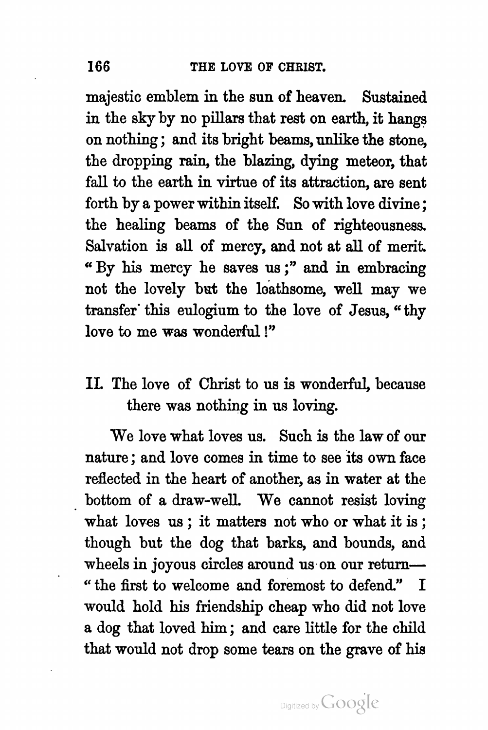majestic emblem in the sun of heaven. Sustained in the sky by no pillars that rest on earth, it hangs on nothing; and its bright beams, unlike the stone, the dropping rain, the blazing, dying meteor, that fall to the earth in virtue of its attraction, are sent forth by a power within itself. So with love divine; the healing beams of the Sun of righteousness. Salvation is all of mercy, and not at all of merit. "By his mercy he saves us;" and in embracing not the lovely but the loathsome, well may we transfer this eulogium to the love of Jesus, "thy love to me was wonderful!"

## II. The love of Christ to us is wonderful, because there was nothing in us loving.

We love what loves us. Such is the law of our nature; and love comes in time to see its own face reflected in the heart of another, as in water at the bottom of a draw-well. We cannot resist loving what loves us; it matters not who or what it is; though but the dog that barks, and bounds, and wheels in joyous circles around us on our return—"the first to welcome and foremost to defend." I would hold his friendship cheap who did not love a dog that loved him; and care little for the child that would not drop some tears on the grave of his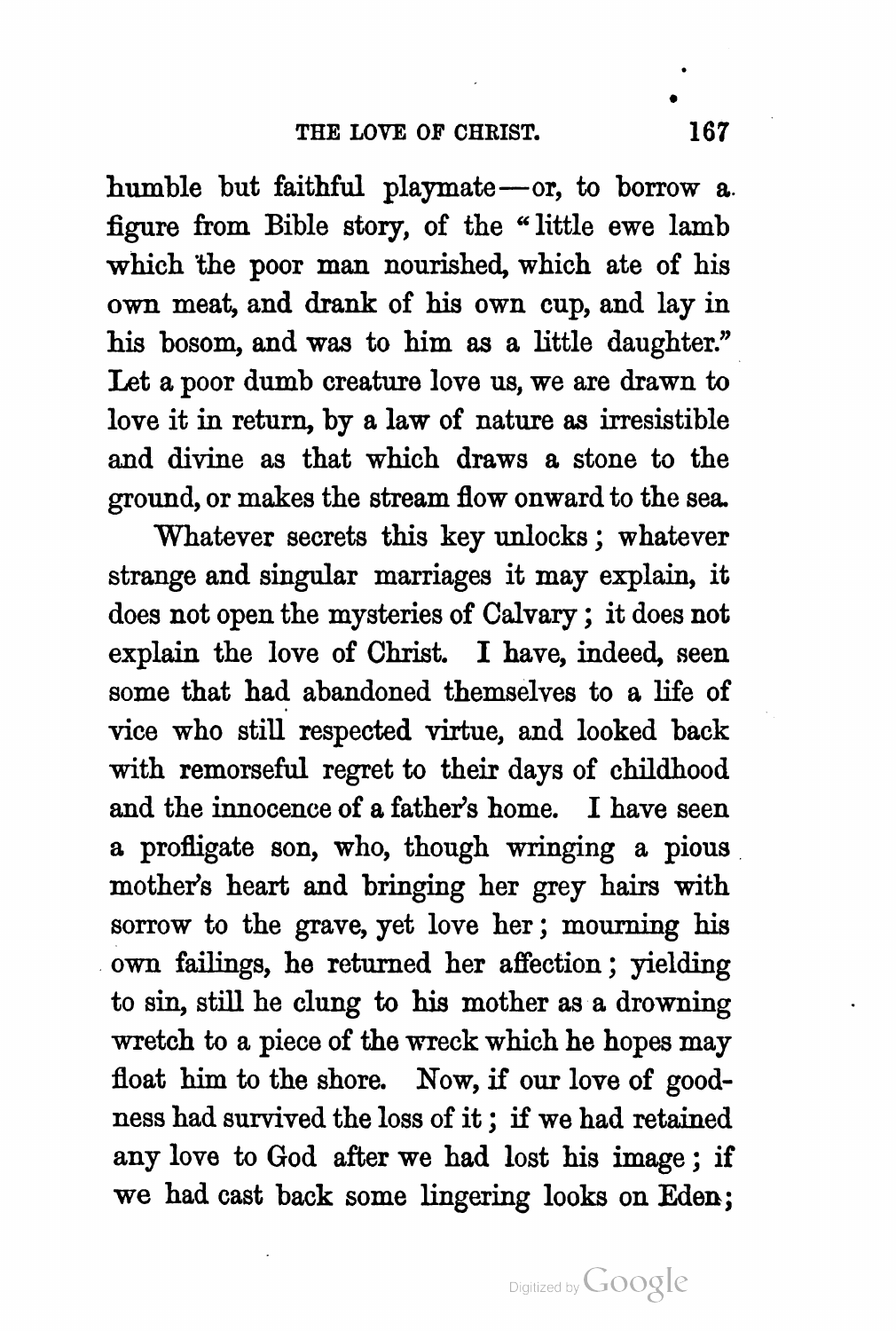humble but faithful playmate—or, to borrow a figure from Bible story, of the "little ewe lamb which the poor man nourished, which ate of his own meat, and drank of his own cup, and lay in his bosom, and was to him as a little daughter." Let a poor dumb creature love us, we are drawn to love it in return, by a law of nature as irresistible and divine as that which draws a stone to the ground, or makes the stream flow onward to the sea.

Whatever secrets this key unlocks; whatever strange and singular marriages it may explain, it does not open the mysteries of Calvary; it does not explain the love of Christ. I have, indeed, seen some that had abandoned themselves to a life of vice who still respected virtue, and looked back with remorseful regret to their days of childhood and the innocence of a father's home. I have seen a profligate son, who, though wringing a pious mother's heart and bringing her grey hairs with sorrow to the grave, yet love her; mourning his own failings, he returned her affection; yielding to sin, still he clung to his mother as a drowning wretch to a piece of the wreck which he hopes may float him to the shore. Now, if our love of goodness had survived the loss of it; if we had retained any love to God after we had lost his image; if we had cast back some lingering looks on Eden;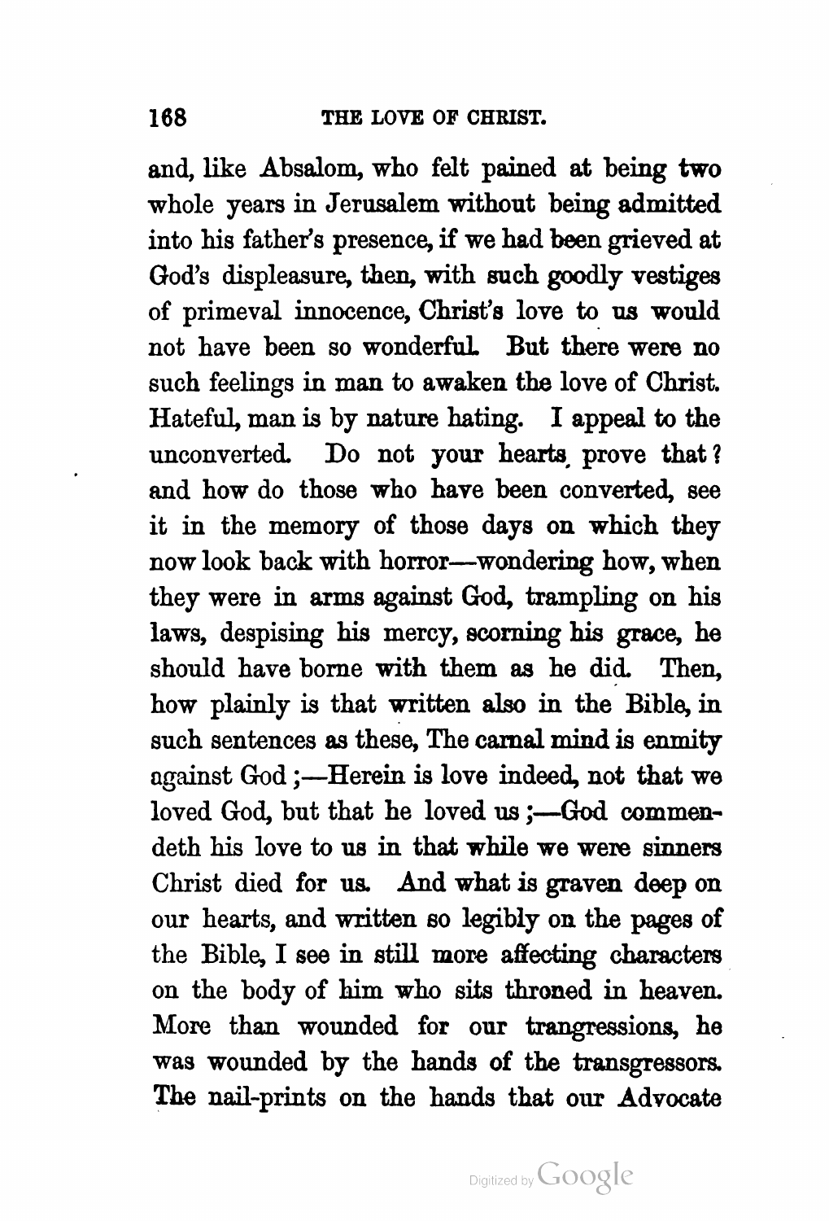and, like Absalom, who felt pained at being two whole years in Jerusalem without being admitted into his father's presence, if we had been grieved at God's displeasure, then, with such goodly vestiges of primeval innocence, Christ's love to us would not have been so wonderful. But there were no such feelings in man to awaken the love of Christ. Hateful, man is by nature hating. I appeal to the unconverted. Do not your hearts prove that? and how do those who have been converted, see it in the memory of those days on which they now look back with horror—wondering how, when they were in arms against God, trampling on his laws, despising his mercy, scorning his grace, he should have borne with them as he did. Then, how plainly is that written also in the Bible, in such sentences as these, The carnal mind is enmity against God;—Herein is love indeed, not that we loved God, but that he loved us;—God commendeth his love to us in that while we were sinners Christ died for us. And what is graven deep on our hearts, and written so legibly on the pages of the Bible, I see in still more affecting characters on the body of him who sits throned in heaven. More than wounded for our trangressions, he was wounded by the hands of the transgressors. The nail-prints on the hands that our Advocate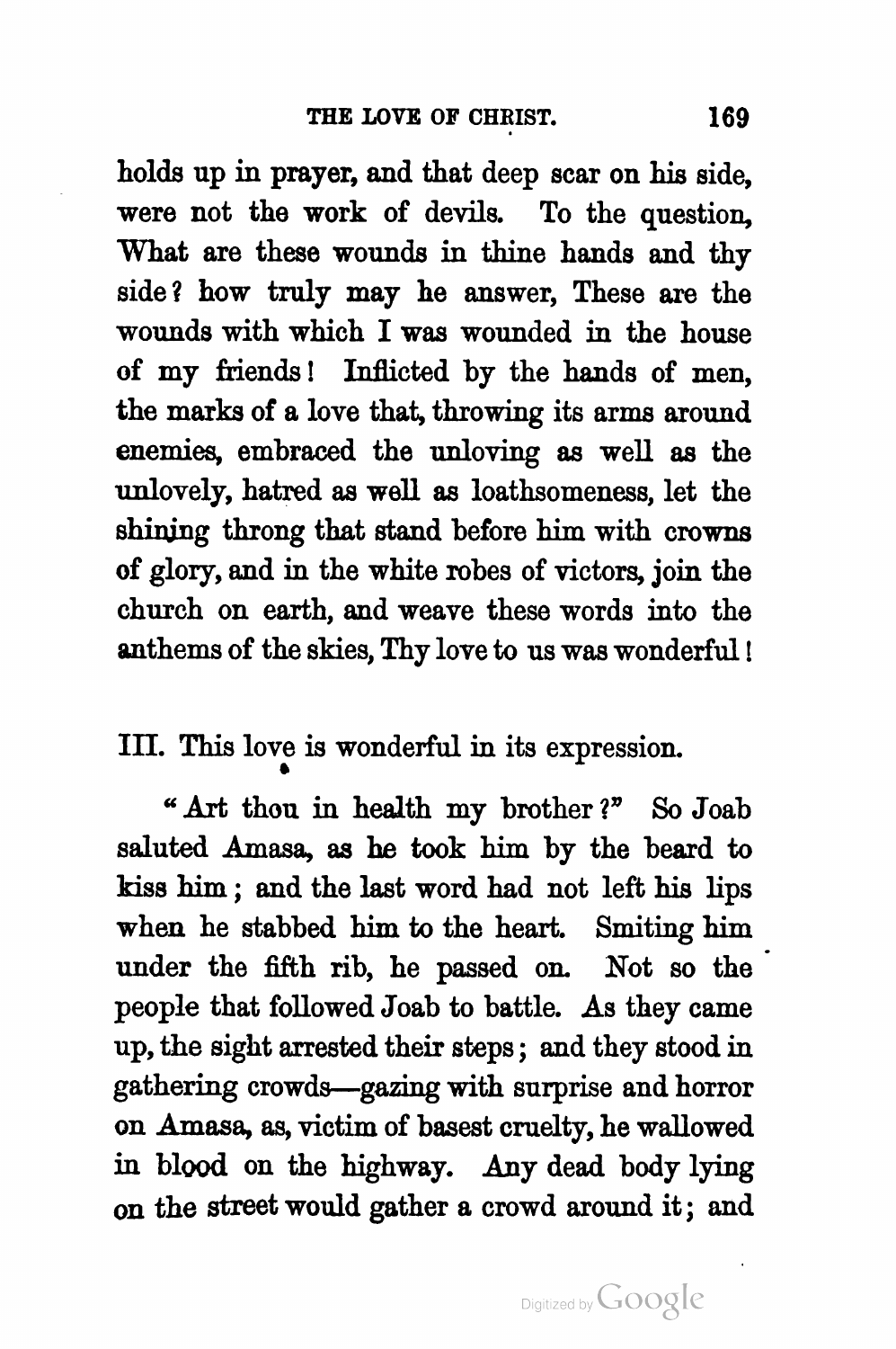holds up in prayer, and that deep scar on his side, were not the work of devils. To the question, What are these wounds in thine hands and thy side? how truly may he answer, These are the wounds with which I was wounded in the house of my friends! Inflicted by the hands of men, the marks of a love that, throwing its arms around enemies, embraced the unloving as well as the unlovely, hatred as well as loathsomeness, let the shining throng that stand before him with crowns of glory, and in the white robes of victors, join the church on earth, and weave these words into the anthems of the skies, Thy love to us was wonderful!

III. This love is wonderful in its expression.

"Art thou in health my brother?" So Joab saluted Amasa, as he took him by the beard to kiss him; and the last word had not left his lips when he stabbed him to the heart. Smiting him under the fifth rib, he passed on. Not so the people that followed Joab to battle. As they came up, the sight arrested their steps; and they stood in gathering crowds—gazing with surprise and horror on Amasa, as, victim of basest cruelty, he wallowed in blood on the highway. Any dead body lying on the street would gather a crowd around it; and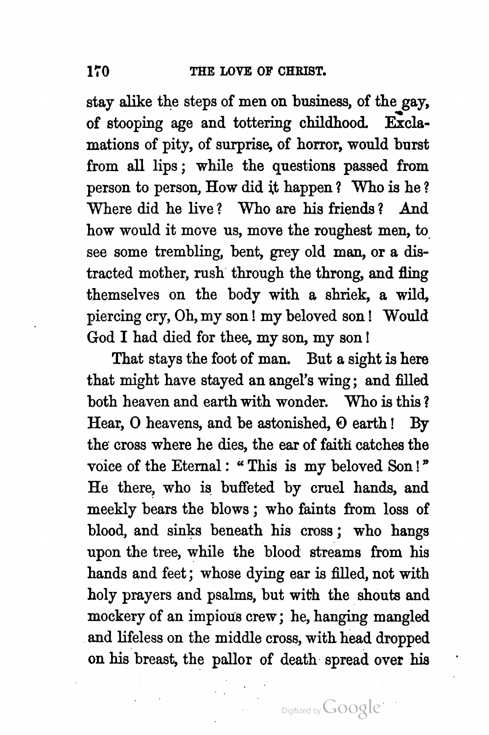stay alike the steps of men on business, of the gay, of stooping age and tottering childhood. Exclamations of pity, of surprise, of horror, would burst from all lips; while the questions passed from person to person, How did it happen? Who is he? Where did he live? Who are his friends? And how would it move us, move the roughest men, to see some trembling, bent, grey old man, or a distracted mother, rush through the throng, and fling themselves on the body with a shriek, a wild, piercing cry, Oh, my son! my beloved son! Would God I had died for thee, my son, my son!

That stays the foot of man. But a sight is here that might have stayed an angel's wing; and filled both heaven and earth with wonder. Who is this? Hear, O heavens, and be astonished, O earth! By the cross where he dies, the ear of faith catches the voice of the Eternal: "This is my beloved Son!" He there, who is buffeted by cruel hands, and meekly bears the blows; who faints from loss of blood, and sinks beneath his cross; who hangs upon the tree, while the blood streams from his hands and feet; whose dying ear is filled, not with holy prayers and psalms, but with the shouts and mockery of an impious crew; he, hanging mangled and lifeless on the middle cross, with head dropped on his breast, the pallor of death spread over his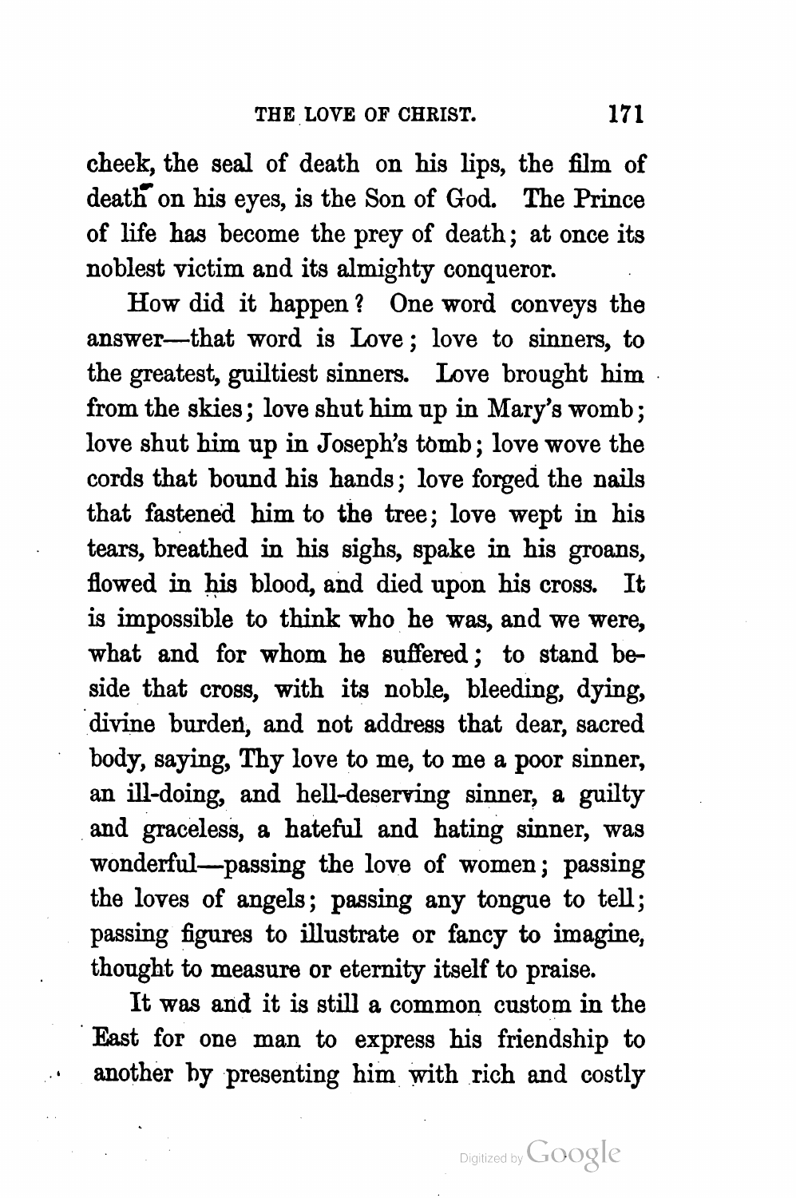cheek, the seal of death on his lips, the film of death on his eyes, is the Son of God. The Prince of life has become the prey of death; at once its noblest victim and its almighty conqueror.

How did it happen? One word conveys the answer—that word is Love; love to sinners, to the greatest, guiltiest sinners. Love brought him from the skies; love shut him up in Mary's womb; love shut him up in Joseph's tomb; love wove the cords that bound his hands; love forged the nails that fastened him to the tree; love wept in his tears, breathed in his sighs, spake in his groans, flowed in his blood, and died upon his cross. It is impossible to think who he was, and we were, what and for whom he suffered; to stand beside that cross, with its noble, bleeding, dying, divine burden, and not address that dear, sacred body, saying, Thy love to me, to me a poor sinner, an ill-doing, and hell-deserving sinner, a guilty and graceless, a hateful and hating sinner, was wonderful—passing the love of women; passing the loves of angels; passing any tongue to tell; passing figures to illustrate or fancy to imagine, thought to measure or eternity itself to praise.

It was and it is still a common custom in the East for one man to express his friendship to another by presenting him with rich and costly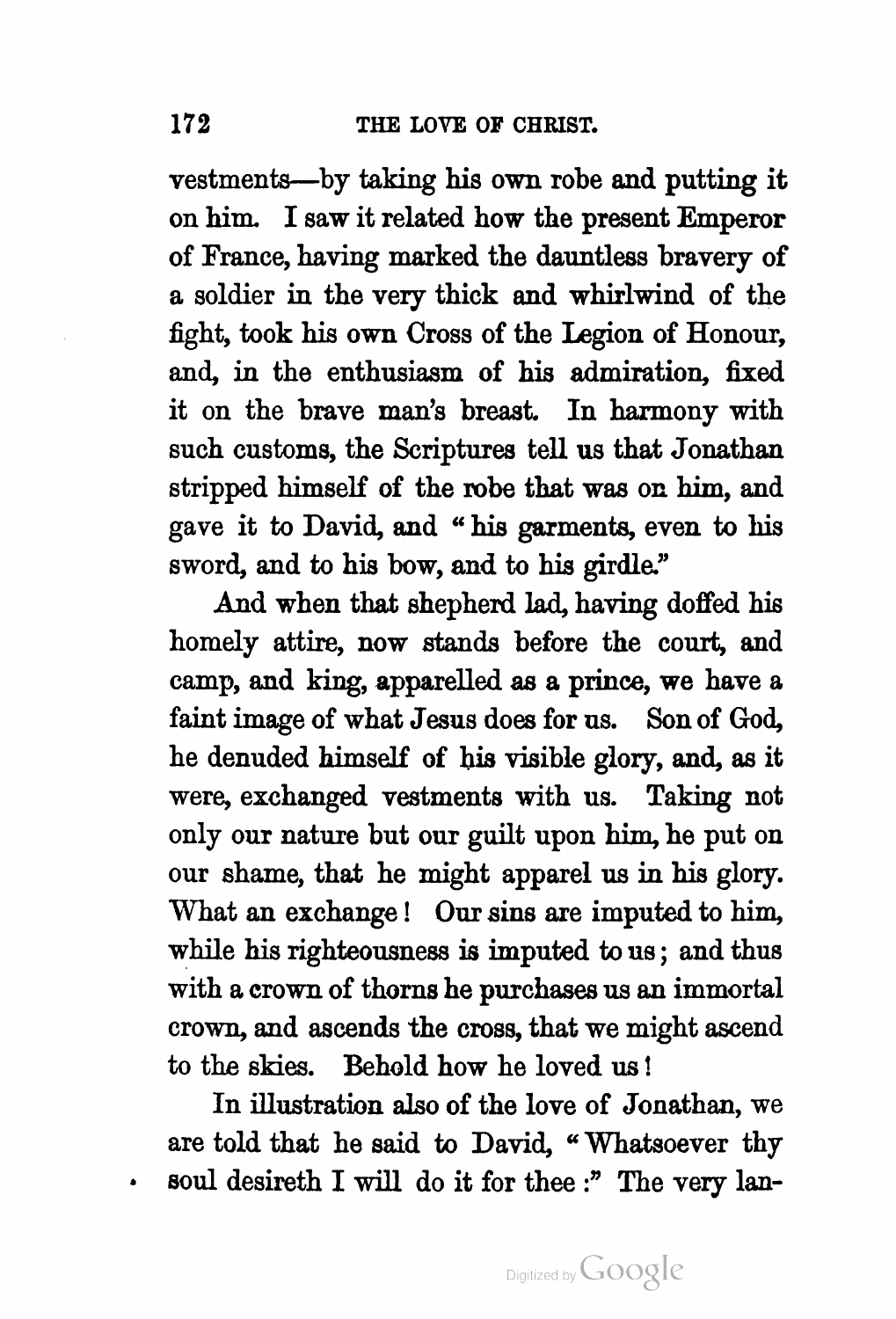vestments—by taking his own robe and putting it on him. I saw it related how the present Emperor of France, having marked the dauntless bravery of a soldier in the very thick and whirlwind of the fight, took his own Cross of the Legion of Honour, and, in the enthusiasm of his admiration, fixed it on the brave man's breast. In harmony with such customs, the Scriptures tell us that Jonathan stripped himself of the robe that was on him, and gave it to David, and "his garments, even to his sword, and to his bow, and to his girdle."

And when that shepherd lad, having doffed his homely attire, now stands before the court, and camp, and king, apparelled as a prince, we have a faint image of what Jesus does for us. Son of God, he denuded himself of his visible glory, and, as it were, exchanged vestments with us. Taking not only our nature but our guilt upon him, he put on our shame, that he might apparel us in his glory. What an exchange! Our sins are imputed to him, while his righteousness is imputed to us; and thus with a crown of thorns he purchases us an immortal crown, and ascends the cross, that we might ascend to the skies. Behold how he loved us!

In illustration also of the love of Jonathan, we are told that he said to David, "Whatsoever thy soul desireth I will do it for thee:" The very lan-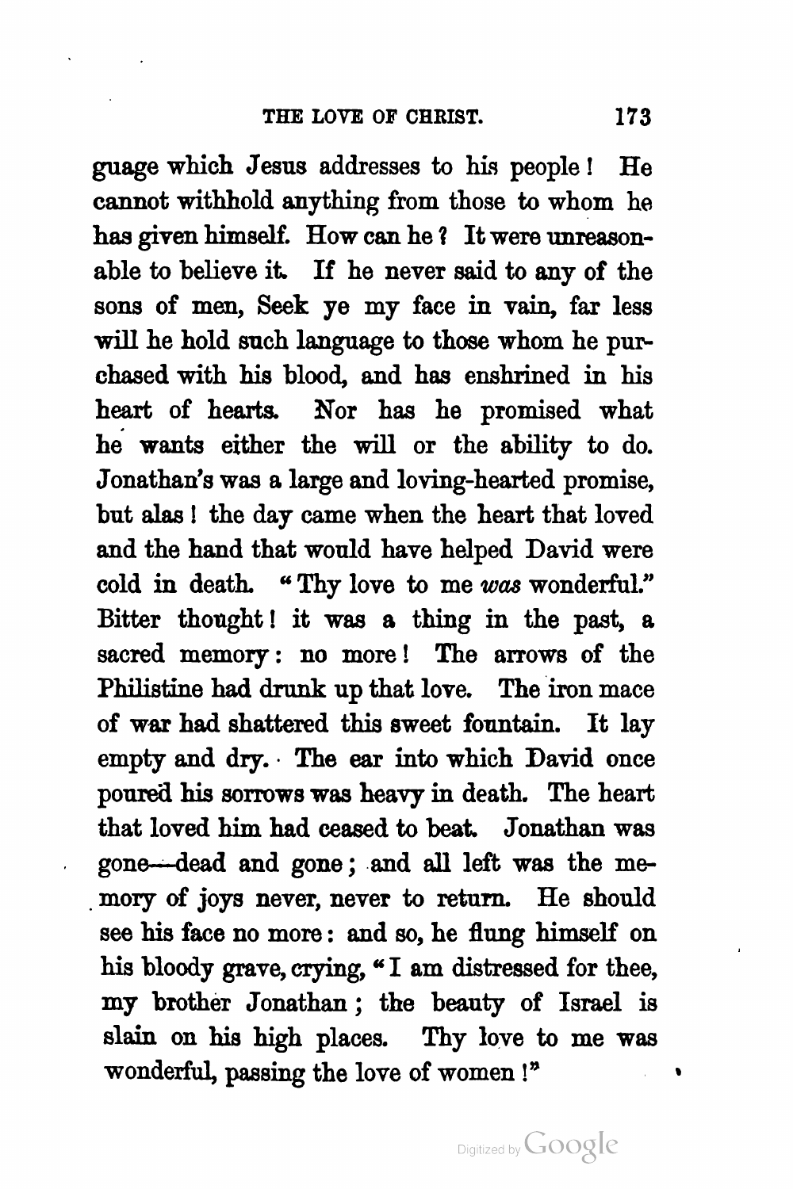guage which Jesus addresses to his people! He cannot withhold anything from those to whom he has given himself. How can he? It were unreasonable to believe it. If he never said to any of the sons of men, Seek ye my face in vain, far less will he hold such language to those whom he purchased with his blood, and has enshrined in his heart of hearts. Nor has he promised what he wants either the will or the ability to do. Jonathan's was a large and loving-hearted promise, but alas! the day came when the heart that loved and the hand that would have helped David were cold in death. "Thy love to me *was* wonderful." Bitter thought! it was a thing in the past, a sacred memory: no more! The arrows of the Philistine had drunk up that love. The iron mace of war had shattered this sweet fountain. It lay empty and dry. The ear into which David once poured his sorrows was heavy in death. The heart that loved him had ceased to beat. Jonathan was gone—dead and gone; and all left was the memory of joys never, never to return. He should see his face no more: and so, he flung himself on his bloody grave, crying, "I am distressed for thee, my brother Jonathan; the beauty of Israel is slain on his high places. Thy love to me was wonderful, passing the love of women!"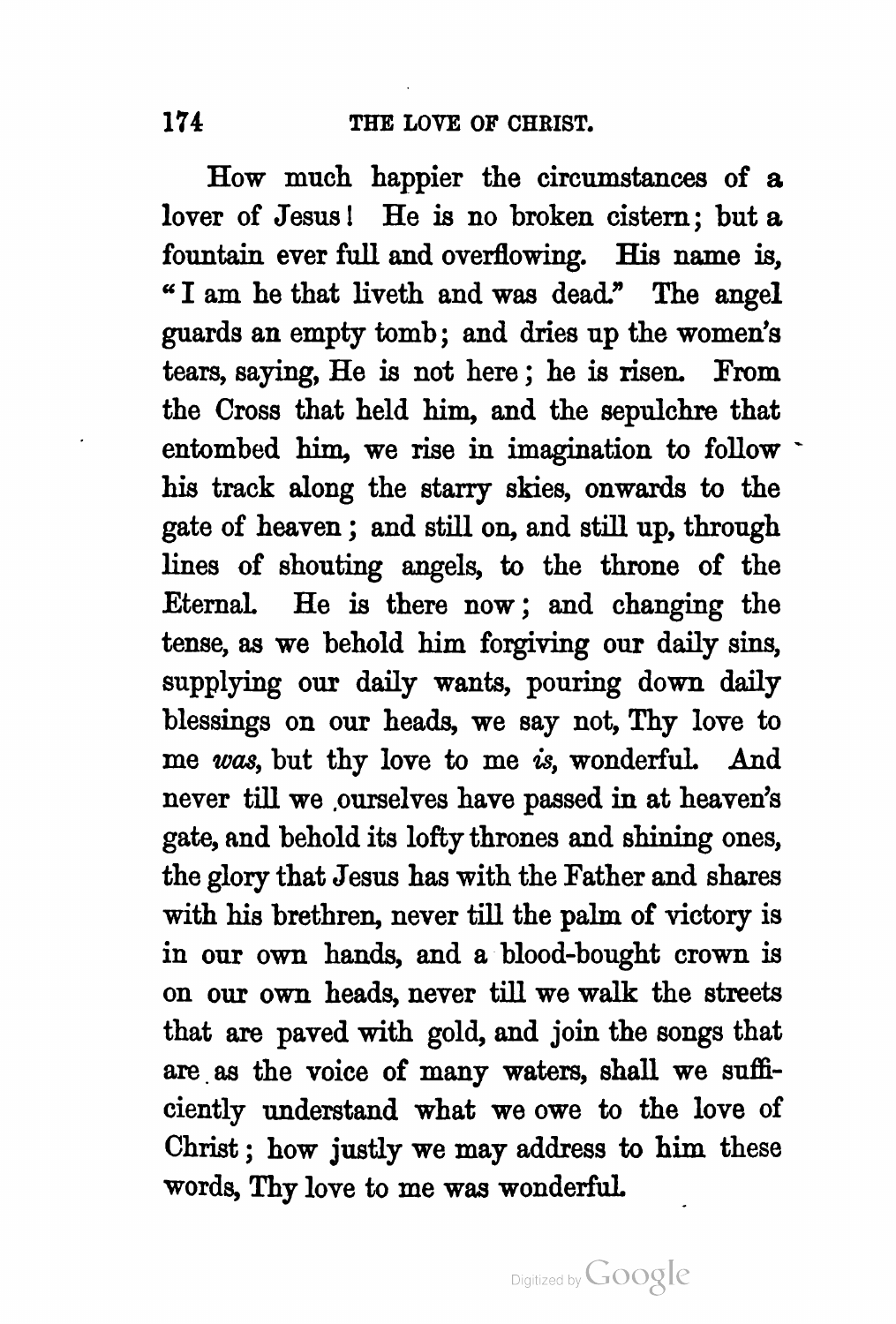How much happier the circumstances of a lover of Jesus! He is no broken cistern; but a fountain ever full and overflowing. His name is, "I am he that liveth and was dead." The angel guards an empty tomb; and dries up the women's tears, saying, He is not here; he is risen. From the Cross that held him, and the sepulchre that entombed him, we rise in imagination to follow his track along the starry skies, onwards to the gate of heaven; and still on, and still up, through lines of shouting angels, to the throne of the Eternal. He is there now; and changing the tense, as we behold him forgiving our daily sins, supplying our daily wants, pouring down daily blessings on our heads, we say not, Thy love to me *was*, but thy love to me *is*, wonderful. And never till we ourselves have passed in at heaven's gate, and behold its lofty thrones and shining ones, the glory that Jesus has with the Father and shares with his brethren, never till the palm of victory is in our own hands, and a blood-bought crown is on our own heads, never till we walk the streets that are paved with gold, and join the songs that are as the voice of many waters, shall we sufficiently understand what we owe to the love of Christ; how justly we may address to him these words, Thy love to me was wonderful.